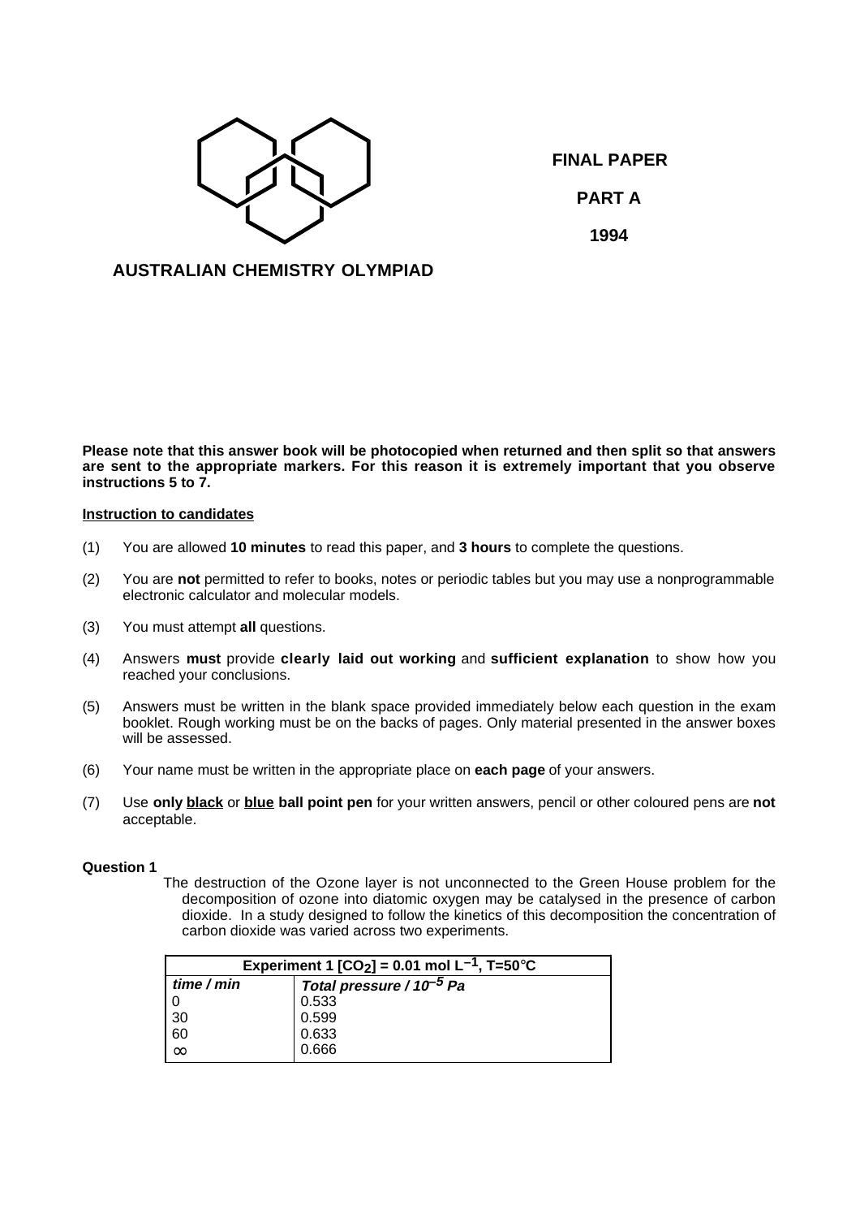**FINAL PAPER**

**PART A**

**1994**

**AUSTRALIAN CHEMISTRY OLYMPIAD**

**Please note that this answer book will be photocopied when returned and then split so that answers are sent to the appropriate markers. For this reason it is extremely important that you observe instructions 5 to 7.**

**Instruction to candidates**

(1) You are allowed **10 minutes** to read this paper, and **3 hours** to complete the questions.

(2) You are **not** permitted to refer to books, notes or periodic tables but you may use a nonprogrammable electronic calculator and molecular models.

(3) You must attempt **all** questions.

(4) Answers **must** provide **clearly laid out working** and **sufficient explanation** to show how you reached your conclusions.

(5) Answers must be written in the blank space provided immediately below each question in the exam booklet. Rough working must be on the backs of pages. Only material presented in the answer boxes will be assessed.

(6) Your name must be written in the appropriate place on **each page** of your answers.

(7) Use **only black** or **blue ball point pen** for your written answers, pencil or other coloured pens are **not** acceptable.

**Question 1**

The destruction of the Ozone layer is not unconnected to the Green House problem for the decomposition of ozone into diatomic oxygen may be catalysed in the presence of carbon dioxide. In a study designed to follow the kinetics of this decomposition the concentration of carbon dioxide was varied across two experiments.

| **Experiment 1 [$CO_2$] = 0.01 mol $L^{-1}$, T=50°C** | |
|---|---|
| ***time / min*** | ***Total pressure / $10^{-5}$ Pa*** |
| 0 | 0.533 |
| 30 | 0.599 |
| 60 | 0.633 |
| $\infty$ | 0.666 |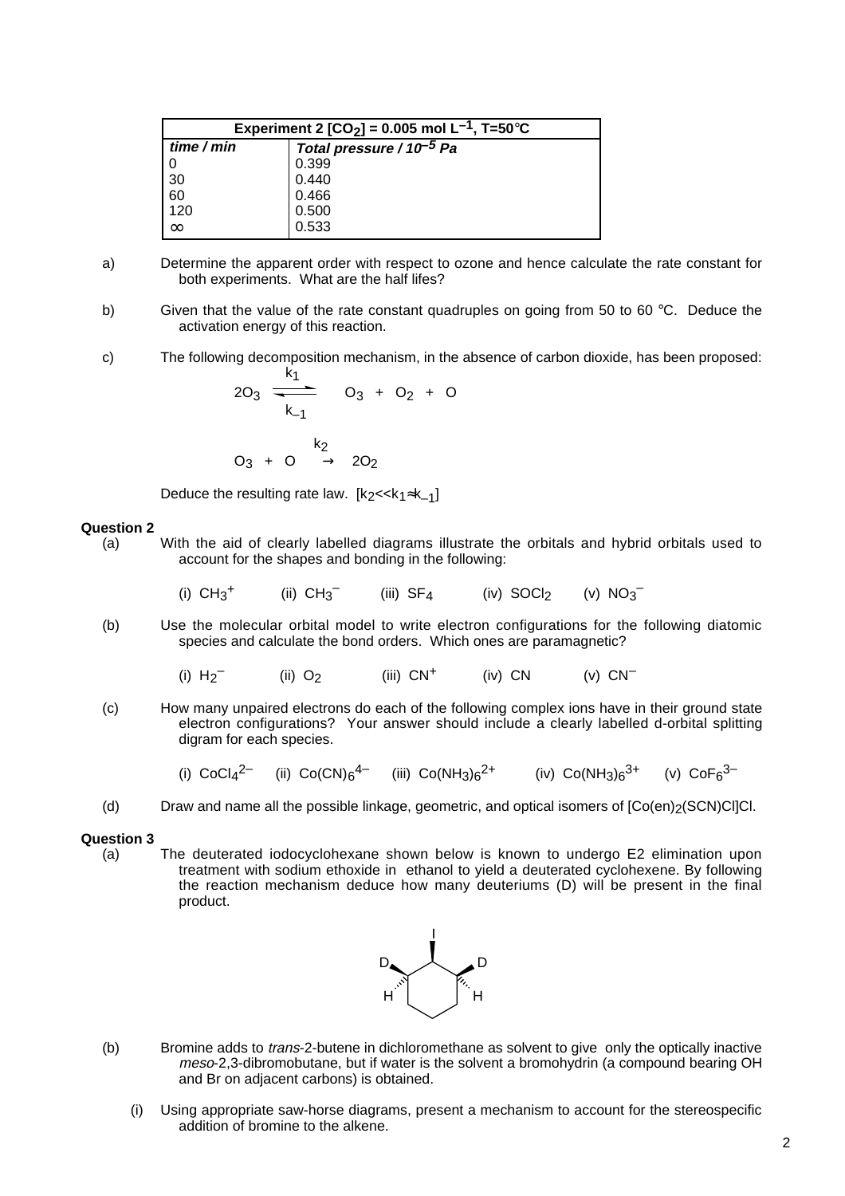| Experiment 2 $[CO_2] = 0.005$ mol $L^{-1}$, T=50°C | |
|---|---|
| *time / min* | *Total pressure / $10^{-5}$ Pa* |
| 0 | 0.399 |
| 30 | 0.440 |
| 60 | 0.466 |
| 120 | 0.500 |
| ∞ | 0.533 |

a) Determine the apparent order with respect to ozone and hence calculate the rate constant for both experiments. What are the half lifes?

b) Given that the value of the rate constant quadruples on going from 50 to 60 °C. Deduce the activation energy of this reaction.

c) The following decomposition mechanism, in the absence of carbon dioxide, has been proposed:

$$2O_3 \underset{k_{-1}}{\overset{k_1}{\rightleftharpoons}} O_3 + O_2 + O$$

$$O_3 + O \xrightarrow{k_2} 2O_2$$

Deduce the resulting rate law. $[k_2 << k_1 \approx k_{-1}]$

**Question 2**

(a) With the aid of clearly labelled diagrams illustrate the orbitals and hybrid orbitals used to account for the shapes and bonding in the following:

(i) $CH_3^+$ (ii) $CH_3^-$ (iii) $SF_4$ (iv) $SOCl_2$ (v) $NO_3^-$

(b) Use the molecular orbital model to write electron configurations for the following diatomic species and calculate the bond orders. Which ones are paramagnetic?

(i) $H_2^-$ (ii) $O_2$ (iii) $CN^+$ (iv) CN (v) $CN^-$

(c) How many unpaired electrons do each of the following complex ions have in their ground state electron configurations? Your answer should include a clearly labelled d-orbital splitting digram for each species.

(i) $CoCl_4^{2-}$ (ii) $Co(CN)_6^{4-}$ (iii) $Co(NH_3)_6^{2+}$ (iv) $Co(NH_3)_6^{3+}$ (v) $CoF_6^{3-}$

(d) Draw and name all the possible linkage, geometric, and optical isomers of $[Co(en)_2(SCN)Cl]Cl$.

**Question 3**

(a) The deuterated iodocyclohexane shown below is known to undergo E2 elimination upon treatment with sodium ethoxide in ethanol to yield a deuterated cyclohexene. By following the reaction mechanism deduce how many deuteriums (D) will be present in the final product.

(b) Bromine adds to *trans*-2-butene in dichloromethane as solvent to give only the optically inactive *meso*-2,3-dibromobutane, but if water is the solvent a bromohydrin (a compound bearing OH and Br on adjacent carbons) is obtained.

(i) Using appropriate saw-horse diagrams, present a mechanism to account for the stereospecific addition of bromine to the alkene.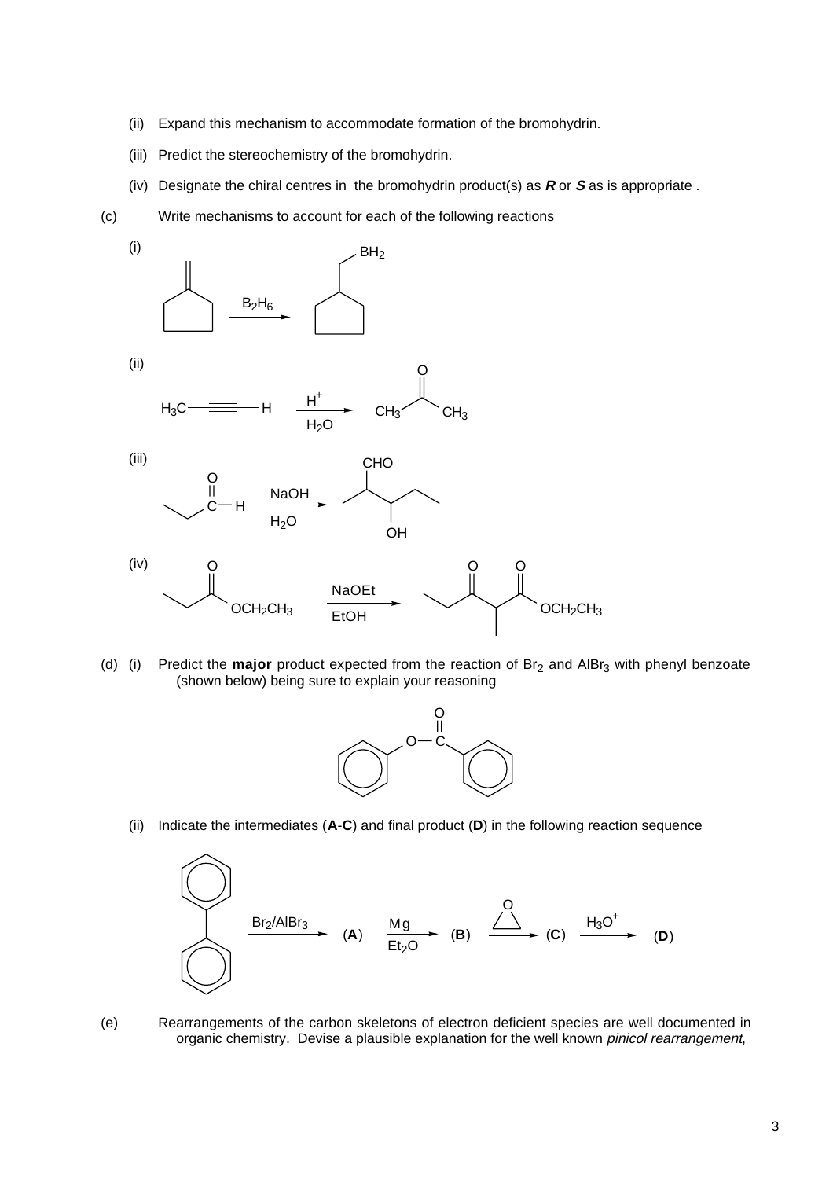(ii) Expand this mechanism to accommodate formation of the bromohydrin.

(iii) Predict the stereochemistry of the bromohydrin.

(iv) Designate the chiral centres in the bromohydrin product(s) as ***R*** or ***S*** as is appropriate .

(c) Write mechanisms to account for each of the following reactions

(i)

$B_2H_6$

$BH_2$

(ii)

$H_3C$—≡—H $\xrightarrow[H_2O]{H^+}$ $CH_3$–C(=O)–$CH_3$

(iii)

NaOH

$H_2O$

CHO

OH

(iv)

$OCH_2CH_3$

NaOEt

EtOH

$OCH_2CH_3$

(d) (i) Predict the **major** product expected from the reaction of $Br_2$ and $AlBr_3$ with phenyl benzoate (shown below) being sure to explain your reasoning

(ii) Indicate the intermediates (**A**-**C**) and final product (**D**) in the following reaction sequence

$\xrightarrow{Br_2/AlBr_3}$ (**A**) $\xrightarrow[Et_2O]{Mg}$ (**B**) $\xrightarrow{\text{epoxide}}$ (**C**) $\xrightarrow{H_3O^+}$ (**D**)

(e) Rearrangements of the carbon skeletons of electron deficient species are well documented in organic chemistry. Devise a plausible explanation for the well known *pinicol rearrangement*,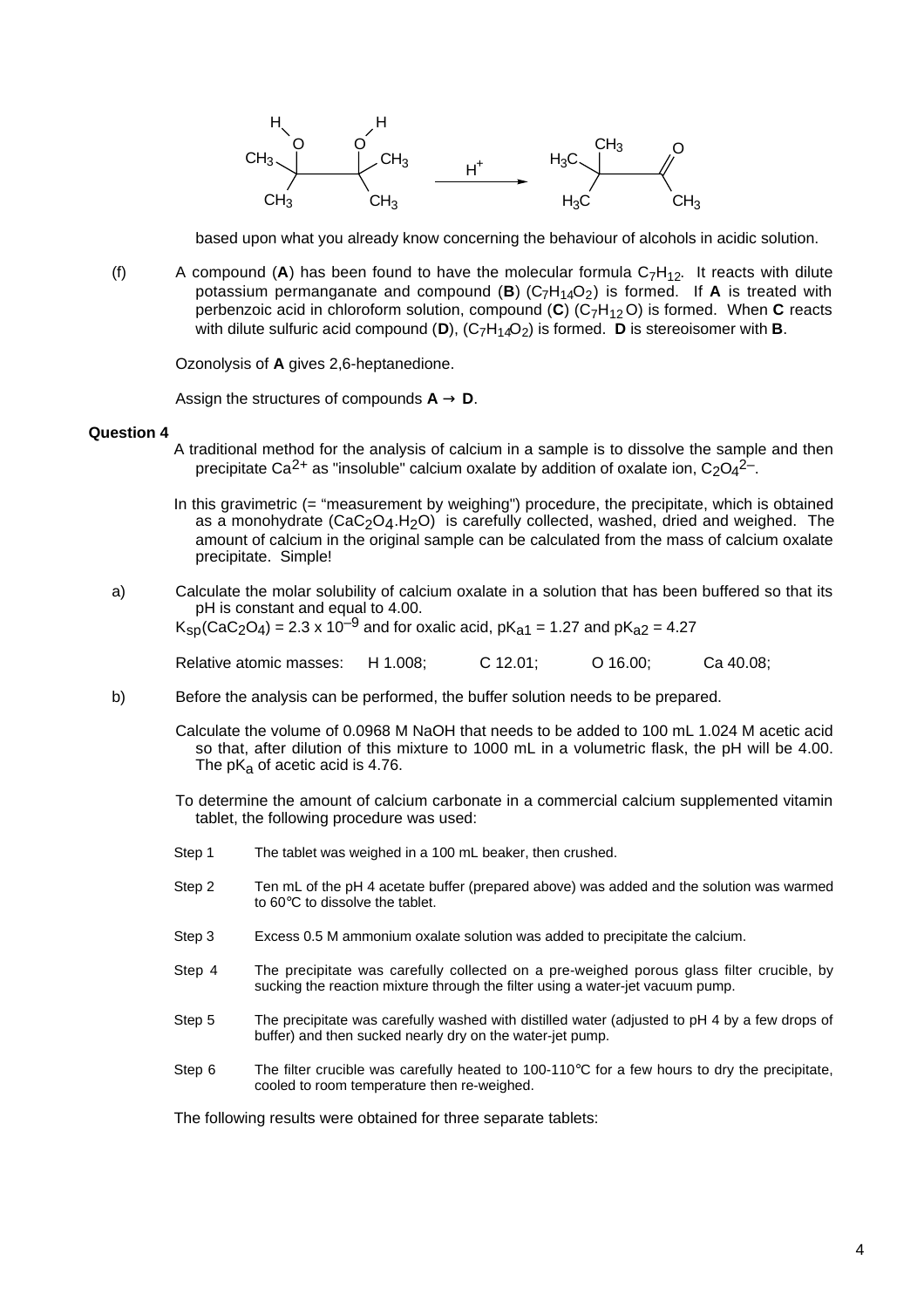$$\text{(CH}_3)_2\text{C(OH)–C(OH)(CH}_3)_2 \xrightarrow{H^+} \text{(CH}_3)_3\text{C–C(=O)CH}_3$$

based upon what you already know concerning the behaviour of alcohols in acidic solution.

(f) A compound (**A**) has been found to have the molecular formula $C_7H_{12}$. It reacts with dilute potassium permanganate and compound (**B**) ($C_7H_{14}O_2$) is formed. If **A** is treated with perbenzoic acid in chloroform solution, compound (**C**) ($C_7H_{12}O$) is formed. When **C** reacts with dilute sulfuric acid compound (**D**), ($C_7H_{14}O_2$) is formed. **D** is stereoisomer with **B**.

Ozonolysis of **A** gives 2,6-heptanedione.

Assign the structures of compounds **A** → **D**.

**Question 4**

A traditional method for the analysis of calcium in a sample is to dissolve the sample and then precipitate $Ca^{2+}$ as "insoluble" calcium oxalate by addition of oxalate ion, $C_2O_4^{2-}$.

In this gravimetric (= "measurement by weighing") procedure, the precipitate, which is obtained as a monohydrate ($CaC_2O_4.H_2O$) is carefully collected, washed, dried and weighed. The amount of calcium in the original sample can be calculated from the mass of calcium oxalate precipitate. Simple!

a) Calculate the molar solubility of calcium oxalate in a solution that has been buffered so that its pH is constant and equal to 4.00.
$K_{sp}(CaC_2O_4) = 2.3 \times 10^{-9}$ and for oxalic acid, $pK_{a1} = 1.27$ and $pK_{a2} = 4.27$

Relative atomic masses: H 1.008; C 12.01; O 16.00; Ca 40.08;

b) Before the analysis can be performed, the buffer solution needs to be prepared.

Calculate the volume of 0.0968 M NaOH that needs to be added to 100 mL 1.024 M acetic acid so that, after dilution of this mixture to 1000 mL in a volumetric flask, the pH will be 4.00. The $pK_a$ of acetic acid is 4.76.

To determine the amount of calcium carbonate in a commercial calcium supplemented vitamin tablet, the following procedure was used:

Step 1 The tablet was weighed in a 100 mL beaker, then crushed.

Step 2 Ten mL of the pH 4 acetate buffer (prepared above) was added and the solution was warmed to 60°C to dissolve the tablet.

Step 3 Excess 0.5 M ammonium oxalate solution was added to precipitate the calcium.

Step 4 The precipitate was carefully collected on a pre-weighed porous glass filter crucible, by sucking the reaction mixture through the filter using a water-jet vacuum pump.

Step 5 The precipitate was carefully washed with distilled water (adjusted to pH 4 by a few drops of buffer) and then sucked nearly dry on the water-jet pump.

Step 6 The filter crucible was carefully heated to 100-110°C for a few hours to dry the precipitate, cooled to room temperature then re-weighed.

The following results were obtained for three separate tablets: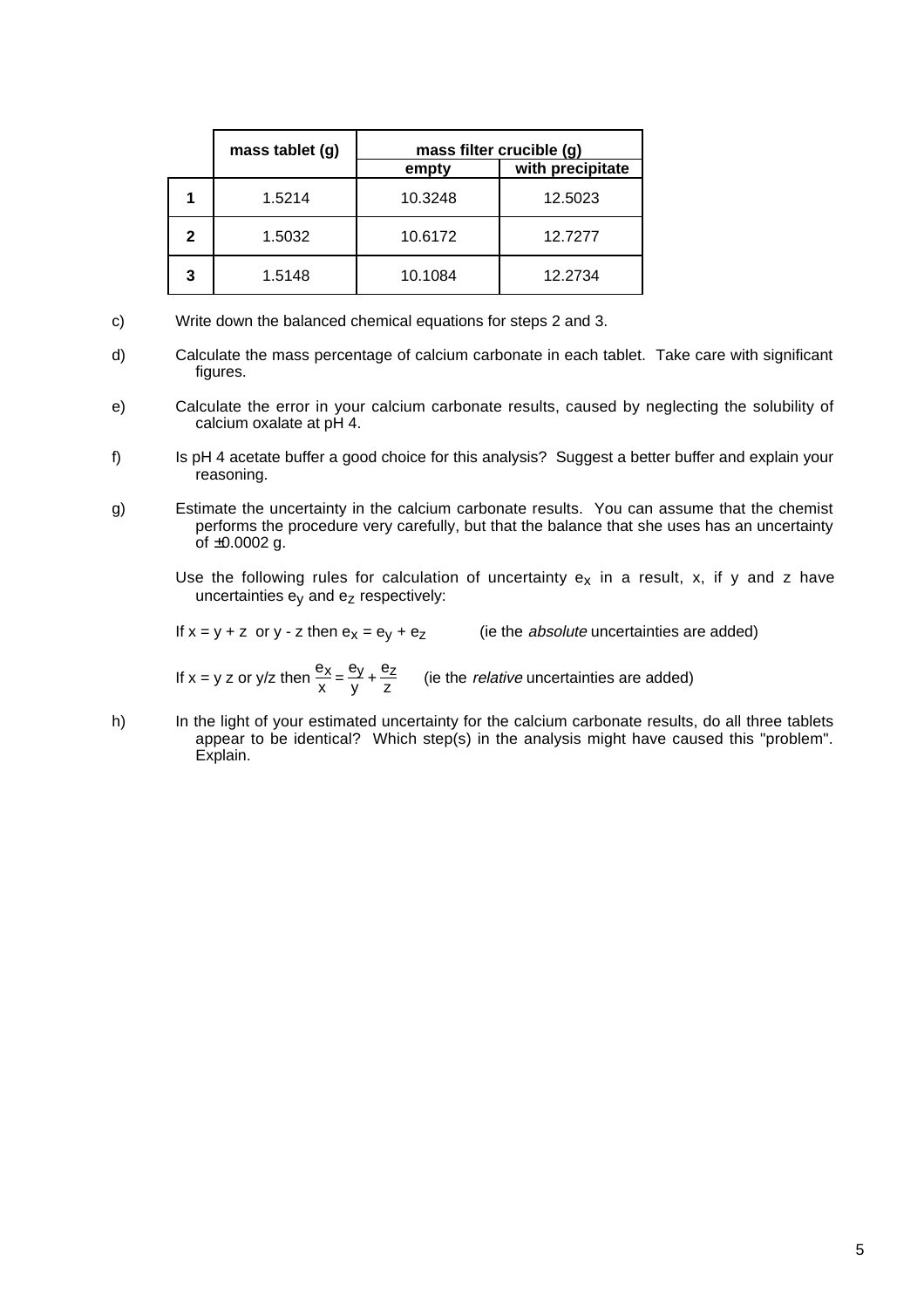| | mass tablet (g) | mass filter crucible (g) | |
|---|---|---|---|
| | | empty | with precipitate |
| **1** | 1.5214 | 10.3248 | 12.5023 |
| **2** | 1.5032 | 10.6172 | 12.7277 |
| **3** | 1.5148 | 10.1084 | 12.2734 |

c) Write down the balanced chemical equations for steps 2 and 3.

d) Calculate the mass percentage of calcium carbonate in each tablet. Take care with significant figures.

e) Calculate the error in your calcium carbonate results, caused by neglecting the solubility of calcium oxalate at pH 4.

f) Is pH 4 acetate buffer a good choice for this analysis? Suggest a better buffer and explain your reasoning.

g) Estimate the uncertainty in the calcium carbonate results. You can assume that the chemist performs the procedure very carefully, but that the balance that she uses has an uncertainty of ±0.0002 g.

Use the following rules for calculation of uncertainty $e_x$ in a result, x, if y and z have uncertainties $e_y$ and $e_z$ respectively:

If $x = y + z$ or $y - z$ then $e_x = e_y + e_z$ (ie the *absolute* uncertainties are added)

If $x = y\,z$ or $y/z$ then $\frac{e_x}{x} = \frac{e_y}{y} + \frac{e_z}{z}$ (ie the *relative* uncertainties are added)

h) In the light of your estimated uncertainty for the calcium carbonate results, do all three tablets appear to be identical? Which step(s) in the analysis might have caused this "problem". Explain.